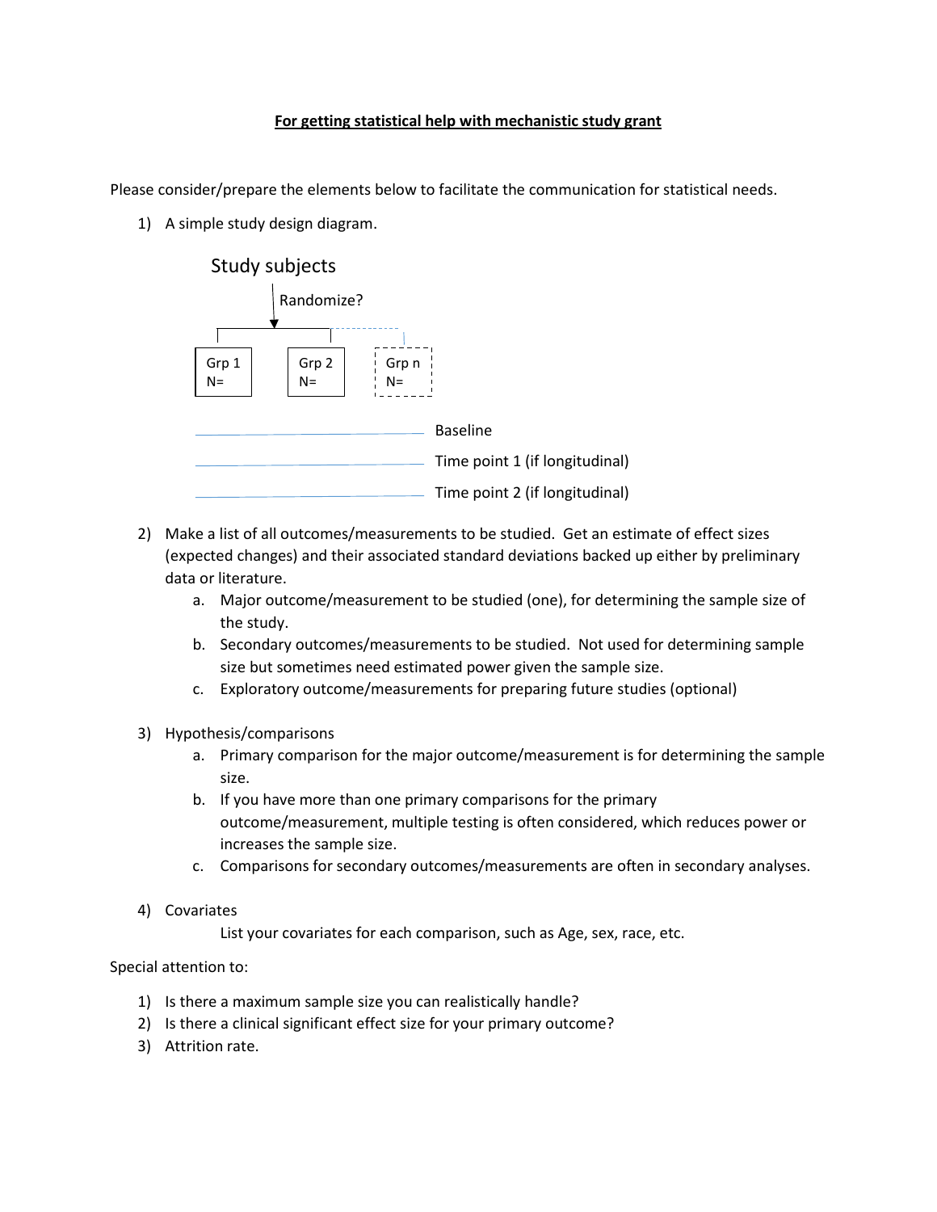**<u>For getting statistical help with mechanistic study grant</u>**

Please consider/prepare the elements below to facilitate the communication for statistical needs.

1) A simple study design diagram.

Study subjects

Randomize?

| Grp 1 | Grp 2 | Grp n |
|---|---|---|
| N= | N= | N= |

Baseline

Time point 1 (if longitudinal)

Time point 2 (if longitudinal)

2) Make a list of all outcomes/measurements to be studied. Get an estimate of effect sizes (expected changes) and their associated standard deviations backed up either by preliminary data or literature.
   a. Major outcome/measurement to be studied (one), for determining the sample size of the study.
   b. Secondary outcomes/measurements to be studied. Not used for determining sample size but sometimes need estimated power given the sample size.
   c. Exploratory outcome/measurements for preparing future studies (optional)

3) Hypothesis/comparisons
   a. Primary comparison for the major outcome/measurement is for determining the sample size.
   b. If you have more than one primary comparisons for the primary outcome/measurement, multiple testing is often considered, which reduces power or increases the sample size.
   c. Comparisons for secondary outcomes/measurements are often in secondary analyses.

4) Covariates

   List your covariates for each comparison, such as Age, sex, race, etc.

Special attention to:

1) Is there a maximum sample size you can realistically handle?
2) Is there a clinical significant effect size for your primary outcome?
3) Attrition rate.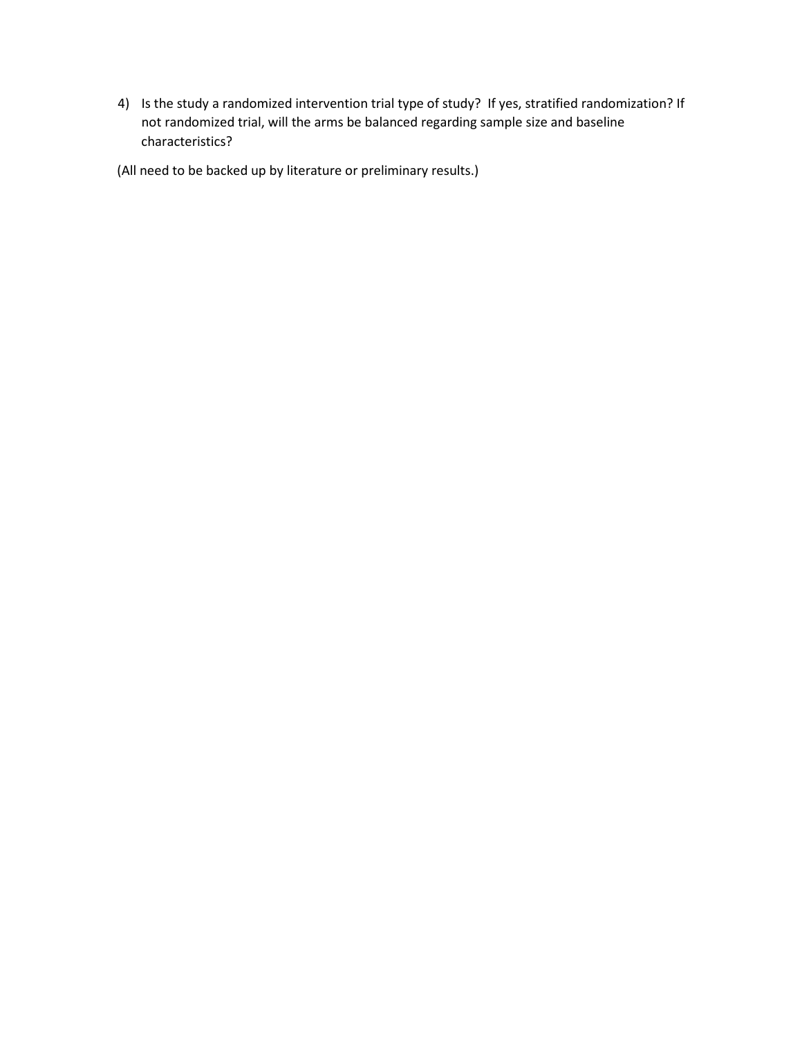4) Is the study a randomized intervention trial type of study? If yes, stratified randomization? If not randomized trial, will the arms be balanced regarding sample size and baseline characteristics?

(All need to be backed up by literature or preliminary results.)